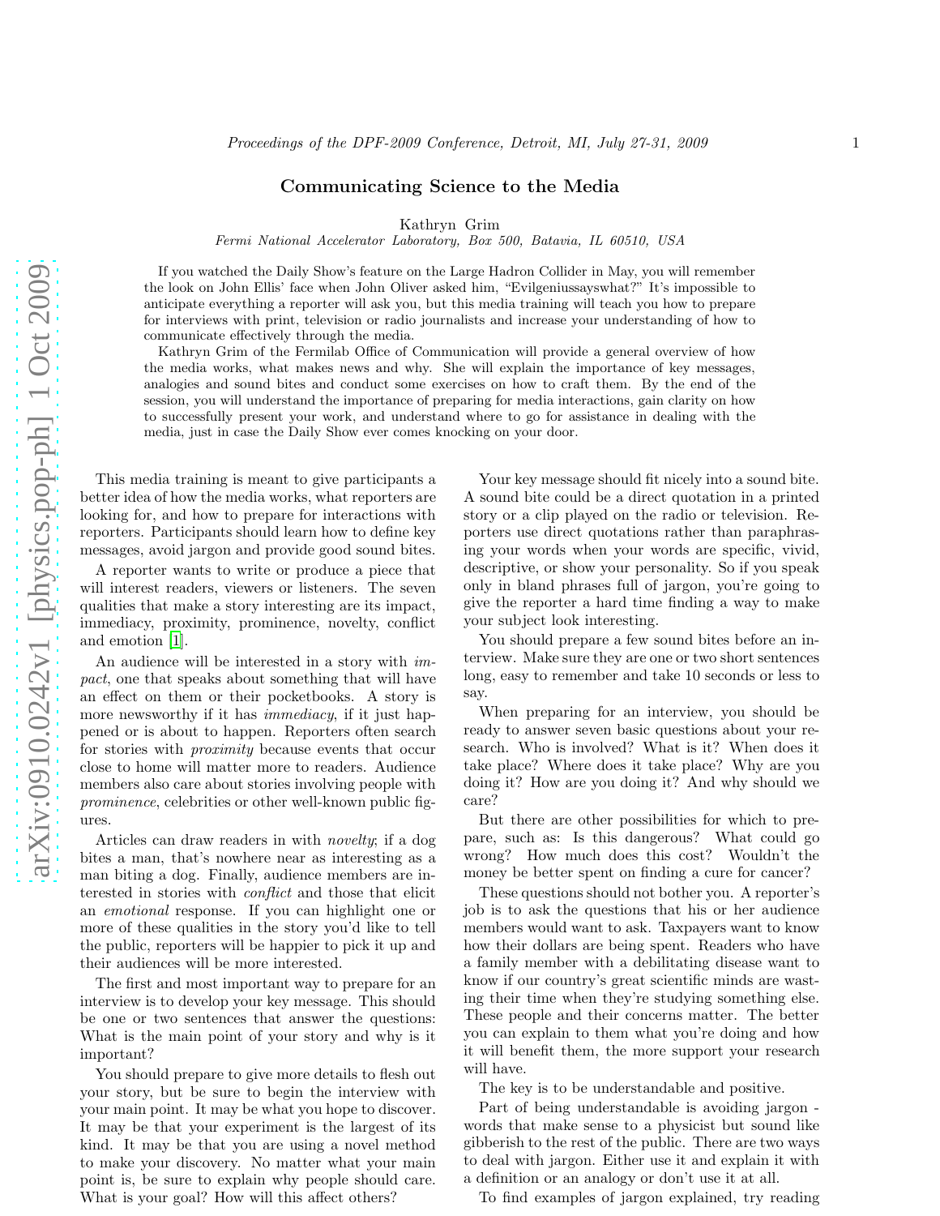# Communicating Science to the Media

Kathryn Grim

*Fermi National Accelerator Laboratory, Box 500, Batavia, IL 60510, USA*

If you watched the Daily Show's feature on the Large Hadron Collider in May, you will remember the look on John Ellis' face when John Oliver asked him, "Evilgeniussayswhat?" It's impossible to anticipate everything a reporter will ask you, but this media training will teach you how to prepare for interviews with print, television or radio journalists and increase your understanding of how to communicate effectively through the media.

Kathryn Grim of the Fermilab Office of Communication will provide a general overview of how the media works, what makes news and why. She will explain the importance of key messages, analogies and sound bites and conduct some exercises on how to craft them. By the end of the session, you will understand the importance of preparing for media interactions, gain clarity on how to successfully present your work, and understand where to go for assistance in dealing with the media, just in case the Daily Show ever comes knocking on your door.

This media training is meant to give participants a better idea of how the media works, what reporters are looking for, and how to prepare for interactions with reporters. Participants should learn how to define key messages, avoid jargon and provide good sound bites.

A reporter wants to write or produce a piece that will interest readers, viewers or listeners. The seven qualities that make a story interesting are its impact, immediacy, proximity, prominence, novelty, conflict and emotion [1].

An audience will be interested in a story with *impact*, one that speaks about something that will have an effect on them or their pocketbooks. A story is more newsworthy if it has *immediacy*, if it just happened or is about to happen. Reporters often search for stories with *proximity* because events that occur close to home will matter more to readers. Audience members also care about stories involving people with *prominence*, celebrities or other well-known public figures.

Articles can draw readers in with *novelty*; if a dog bites a man, that's nowhere near as interesting as a man biting a dog. Finally, audience members are interested in stories with *conflict* and those that elicit an *emotional* response. If you can highlight one or more of these qualities in the story you'd like to tell the public, reporters will be happier to pick it up and their audiences will be more interested.

The first and most important way to prepare for an interview is to develop your key message. This should be one or two sentences that answer the questions: What is the main point of your story and why is it important?

You should prepare to give more details to flesh out your story, but be sure to begin the interview with your main point. It may be what you hope to discover. It may be that your experiment is the largest of its kind. It may be that you are using a novel method to make your discovery. No matter what your main point is, be sure to explain why people should care. What is your goal? How will this affect others?

Your key message should fit nicely into a sound bite. A sound bite could be a direct quotation in a printed story or a clip played on the radio or television. Reporters use direct quotations rather than paraphrasing your words when your words are specific, vivid, descriptive, or show your personality. So if you speak only in bland phrases full of jargon, you're going to give the reporter a hard time finding a way to make your subject look interesting.

You should prepare a few sound bites before an interview. Make sure they are one or two short sentences long, easy to remember and take 10 seconds or less to say.

When preparing for an interview, you should be ready to answer seven basic questions about your research. Who is involved? What is it? When does it take place? Where does it take place? Why are you doing it? How are you doing it? And why should we care?

But there are other possibilities for which to prepare, such as: Is this dangerous? What could go wrong? How much does this cost? Wouldn't the money be better spent on finding a cure for cancer?

These questions should not bother you. A reporter's job is to ask the questions that his or her audience members would want to ask. Taxpayers want to know how their dollars are being spent. Readers who have a family member with a debilitating disease want to know if our country's great scientific minds are wasting their time when they're studying something else. These people and their concerns matter. The better you can explain to them what you're doing and how it will benefit them, the more support your research will have.

The key is to be understandable and positive.

Part of being understandable is avoiding jargon - words that make sense to a physicist but sound like gibberish to the rest of the public. There are two ways to deal with jargon. Either use it and explain it with a definition or an analogy or don't use it at all.

To find examples of jargon explained, try reading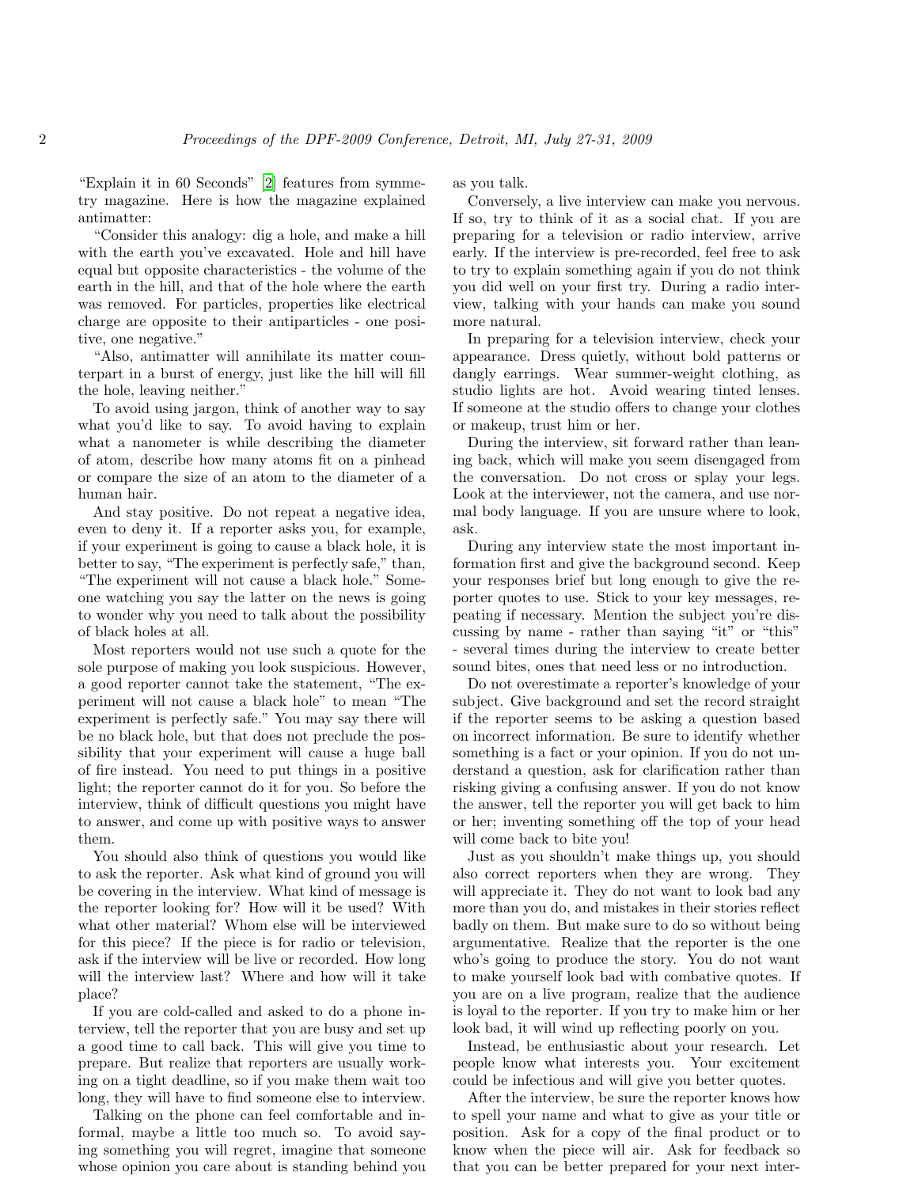"Explain it in 60 Seconds" [2] features from symmetry magazine. Here is how the magazine explained antimatter:

"Consider this analogy: dig a hole, and make a hill with the earth you've excavated. Hole and hill have equal but opposite characteristics - the volume of the earth in the hill, and that of the hole where the earth was removed. For particles, properties like electrical charge are opposite to their antiparticles - one positive, one negative."

"Also, antimatter will annihilate its matter counterpart in a burst of energy, just like the hill will fill the hole, leaving neither."

To avoid using jargon, think of another way to say what you'd like to say. To avoid having to explain what a nanometer is while describing the diameter of atom, describe how many atoms fit on a pinhead or compare the size of an atom to the diameter of a human hair.

And stay positive. Do not repeat a negative idea, even to deny it. If a reporter asks you, for example, if your experiment is going to cause a black hole, it is better to say, "The experiment is perfectly safe," than, "The experiment will not cause a black hole." Someone watching you say the latter on the news is going to wonder why you need to talk about the possibility of black holes at all.

Most reporters would not use such a quote for the sole purpose of making you look suspicious. However, a good reporter cannot take the statement, "The experiment will not cause a black hole" to mean "The experiment is perfectly safe." You may say there will be no black hole, but that does not preclude the possibility that your experiment will cause a huge ball of fire instead. You need to put things in a positive light; the reporter cannot do it for you. So before the interview, think of difficult questions you might have to answer, and come up with positive ways to answer them.

You should also think of questions you would like to ask the reporter. Ask what kind of ground you will be covering in the interview. What kind of message is the reporter looking for? How will it be used? With what other material? Whom else will be interviewed for this piece? If the piece is for radio or television, ask if the interview will be live or recorded. How long will the interview last? Where and how will it take place?

If you are cold-called and asked to do a phone interview, tell the reporter that you are busy and set up a good time to call back. This will give you time to prepare. But realize that reporters are usually working on a tight deadline, so if you make them wait too long, they will have to find someone else to interview.

Talking on the phone can feel comfortable and informal, maybe a little too much so. To avoid saying something you will regret, imagine that someone whose opinion you care about is standing behind you as you talk.

Conversely, a live interview can make you nervous. If so, try to think of it as a social chat. If you are preparing for a television or radio interview, arrive early. If the interview is pre-recorded, feel free to ask to try to explain something again if you do not think you did well on your first try. During a radio interview, talking with your hands can make you sound more natural.

In preparing for a television interview, check your appearance. Dress quietly, without bold patterns or dangly earrings. Wear summer-weight clothing, as studio lights are hot. Avoid wearing tinted lenses. If someone at the studio offers to change your clothes or makeup, trust him or her.

During the interview, sit forward rather than leaning back, which will make you seem disengaged from the conversation. Do not cross or splay your legs. Look at the interviewer, not the camera, and use normal body language. If you are unsure where to look, ask.

During any interview state the most important information first and give the background second. Keep your responses brief but long enough to give the reporter quotes to use. Stick to your key messages, repeating if necessary. Mention the subject you're discussing by name - rather than saying "it" or "this" - several times during the interview to create better sound bites, ones that need less or no introduction.

Do not overestimate a reporter's knowledge of your subject. Give background and set the record straight if the reporter seems to be asking a question based on incorrect information. Be sure to identify whether something is a fact or your opinion. If you do not understand a question, ask for clarification rather than risking giving a confusing answer. If you do not know the answer, tell the reporter you will get back to him or her; inventing something off the top of your head will come back to bite you!

Just as you shouldn't make things up, you should also correct reporters when they are wrong. They will appreciate it. They do not want to look bad any more than you do, and mistakes in their stories reflect badly on them. But make sure to do so without being argumentative. Realize that the reporter is the one who's going to produce the story. You do not want to make yourself look bad with combative quotes. If you are on a live program, realize that the audience is loyal to the reporter. If you try to make him or her look bad, it will wind up reflecting poorly on you.

Instead, be enthusiastic about your research. Let people know what interests you. Your excitement could be infectious and will give you better quotes.

After the interview, be sure the reporter knows how to spell your name and what to give as your title or position. Ask for a copy of the final product or to know when the piece will air. Ask for feedback so that you can be better prepared for your next inter-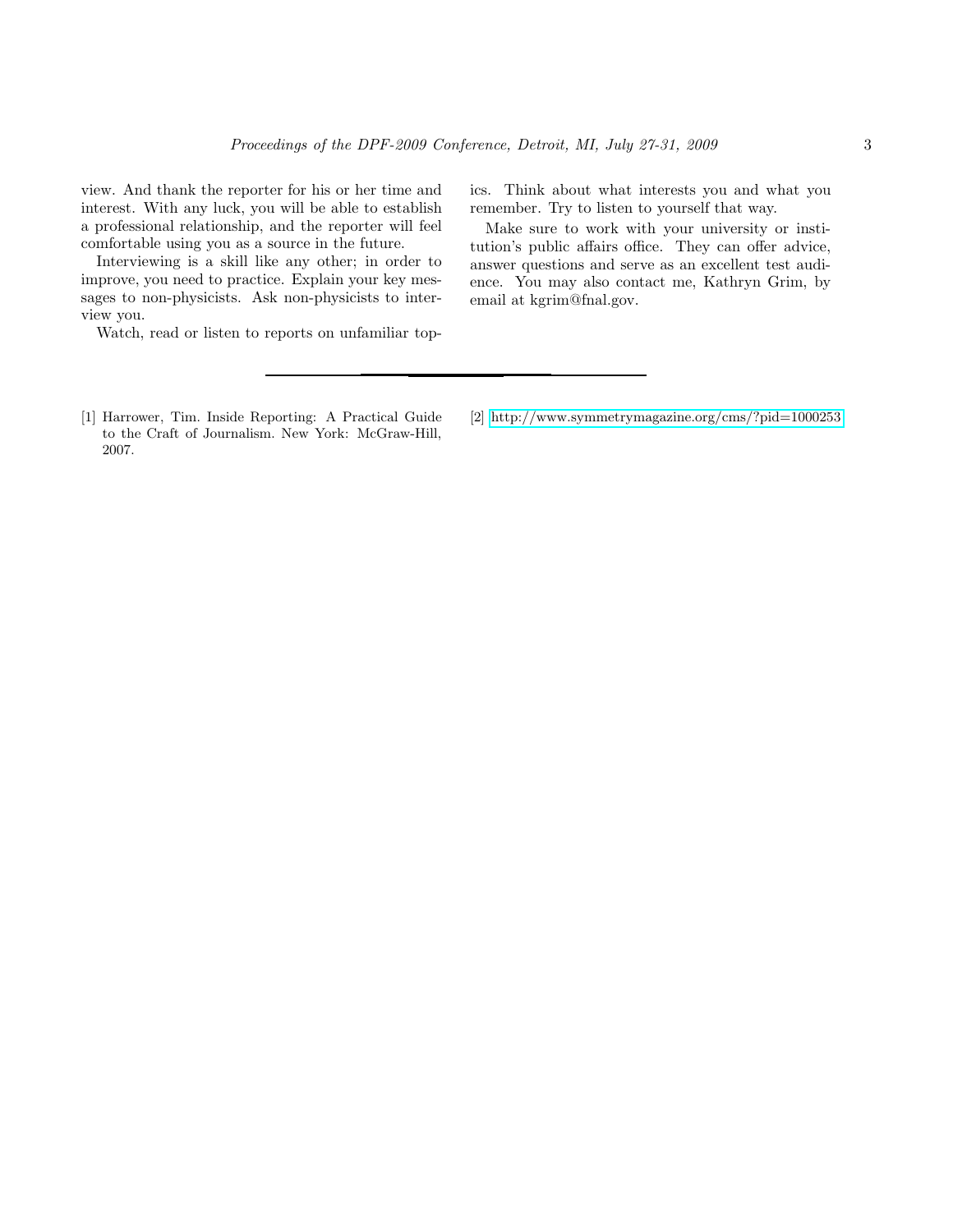view. And thank the reporter for his or her time and interest. With any luck, you will be able to establish a professional relationship, and the reporter will feel comfortable using you as a source in the future.

Interviewing is a skill like any other; in order to improve, you need to practice. Explain your key messages to non-physicists. Ask non-physicists to interview you.

Watch, read or listen to reports on unfamiliar topics. Think about what interests you and what you remember. Try to listen to yourself that way.

Make sure to work with your university or institution's public affairs office. They can offer advice, answer questions and serve as an excellent test audience. You may also contact me, Kathryn Grim, by email at kgrim@fnal.gov.

---

[1] Harrower, Tim. Inside Reporting: A Practical Guide to the Craft of Journalism. New York: McGraw-Hill, 2007.

[2] http://www.symmetrymagazine.org/cms/?pid=1000253